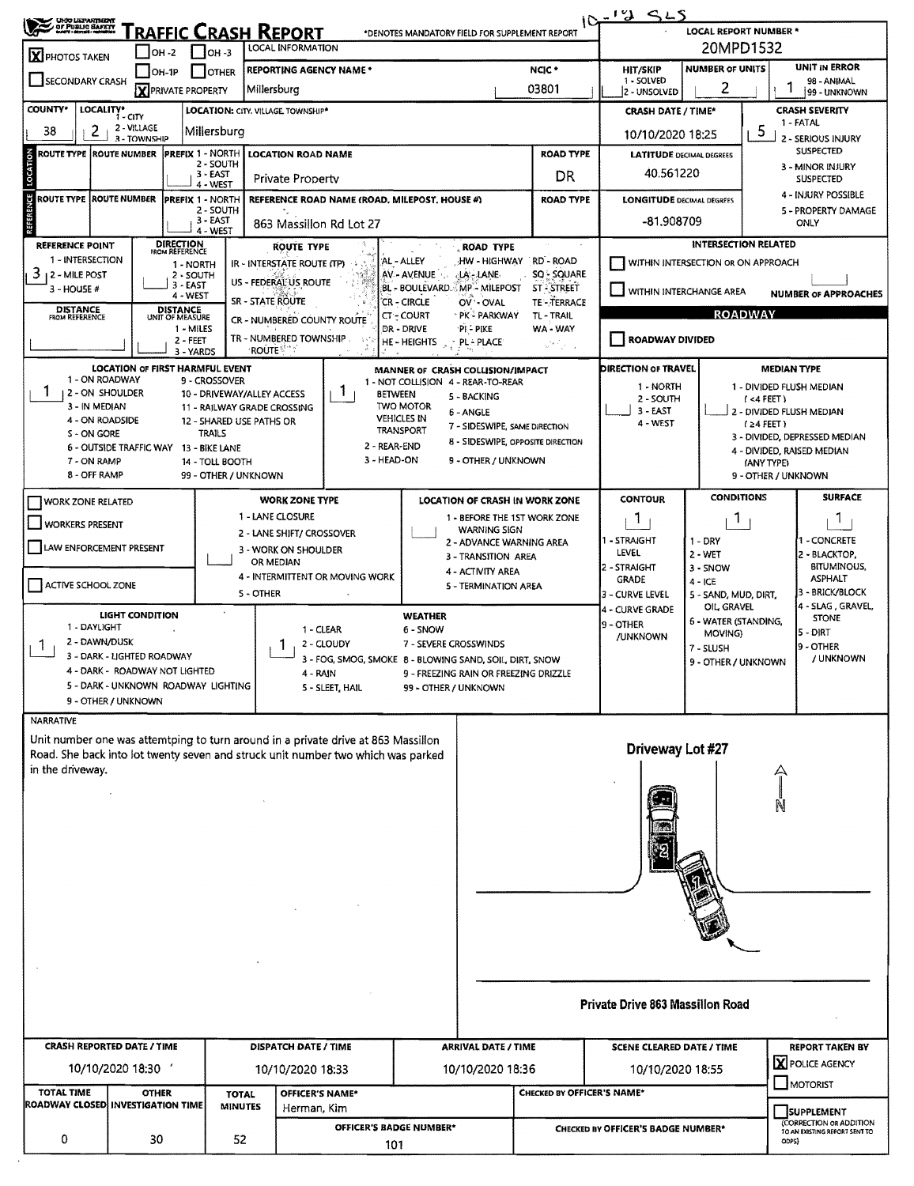10-12 SLS

# TRAFFIC CRASH REPORT

OHIO DEPARTMENT OF PUBLIC SAFETY

*DENOTES MANDATORY FIELD FOR SUPPLEMENT REPORT

| | | |
|---|---|---|
| [X] PHOTOS TAKEN | [ ] OH-2 | [ ] OH-3 |
| [ ] SECONDARY CRASH | [ ] OH-1P | [ ] OTHER |
| | [X] PRIVATE PROPERTY | |

| LOCAL INFORMATION | | |
|---|---|---|
| REPORTING AGENCY NAME* | Millersburg | NCIC* 03801 |

| LOCAL REPORT NUMBER* | HIT/SKIP | NUMBER OF UNITS | UNIT IN ERROR |
|---|---|---|---|
| 20MPD1532 | 1 - SOLVED / 2 - UNSOLVED | 2 | 1 (98 - ANIMAL, 99 - UNKNOWN) |

| COUNTY* | LOCALITY* (1 - CITY, 2 - VILLAGE, 3 - TOWNSHIP) | LOCATION: CITY, VILLAGE, TOWNSHIP* | CRASH DATE / TIME* | CRASH SEVERITY |
|---|---|---|---|---|
| 38 | 2 | Millersburg | 10/10/2020 18:25 | 5 |

CRASH SEVERITY: 1 - FATAL, 2 - SERIOUS INJURY SUSPECTED, 3 - MINOR INJURY SUSPECTED, 4 - INJURY POSSIBLE, 5 - PROPERTY DAMAGE ONLY

## LOCATION

| ROUTE TYPE | ROUTE NUMBER | PREFIX (1 - NORTH, 2 - SOUTH, 3 - EAST, 4 - WEST) | LOCATION ROAD NAME | ROAD TYPE | LATITUDE DECIMAL DEGREES |
|---|---|---|---|---|---|
| | | | Private Property | DR | 40.561220 |

## REFERENCE

| ROUTE TYPE | ROUTE NUMBER | PREFIX (1 - NORTH, 2 - SOUTH, 3 - EAST, 4 - WEST) | REFERENCE ROAD NAME (ROAD, MILEPOST, HOUSE #) | ROAD TYPE | LONGITUDE DECIMAL DEGREES |
|---|---|---|---|---|---|
| | | | 863 Massillon Rd Lot 27 | | -81.908709 |

| REFERENCE POINT | DIRECTION FROM REFERENCE | DISTANCE FROM REFERENCE | DISTANCE UNIT OF MEASURE |
|---|---|---|---|
| 3 | | | |

REFERENCE POINT: 1 - INTERSECTION, 2 - MILE POST, 3 - HOUSE #
DIRECTION FROM REFERENCE: 1 - NORTH, 2 - SOUTH, 3 - EAST, 4 - WEST
DISTANCE UNIT OF MEASURE: 1 - MILES, 2 - FEET, 3 - YARDS

ROUTE TYPE: IR - INTERSTATE ROUTE (TP), US - FEDERAL US ROUTE, SR - STATE ROUTE, CR - NUMBERED COUNTY ROUTE, TR - NUMBERED TOWNSHIP ROUTE

ROAD TYPE: AL - ALLEY, AV - AVENUE, BL - BOULEVARD, CR - CIRCLE, CT - COURT, DR - DRIVE, HE - HEIGHTS, HW - HIGHWAY, LA - LANE, MP - MILEPOST, OV - OVAL, PK - PARKWAY, PI - PIKE, PL - PLACE, RD - ROAD, SQ - SQUARE, ST - STREET, TE - TERRACE, TL - TRAIL, WA - WAY

INTERSECTION RELATED
- [ ] WITHIN INTERSECTION OR ON APPROACH
- [ ] WITHIN INTERCHANGE AREA
- NUMBER OF APPROACHES:

ROADWAY
- [ ] ROADWAY DIVIDED

| LOCATION OF FIRST HARMFUL EVENT | MANNER OF CRASH COLLISION/IMPACT | DIRECTION OF TRAVEL | MEDIAN TYPE |
|---|---|---|---|
| 1 | 1 | | |

LOCATION OF FIRST HARMFUL EVENT: 1 - ON ROADWAY, 2 - ON SHOULDER, 3 - IN MEDIAN, 4 - ON ROADSIDE, 5 - ON GORE, 6 - OUTSIDE TRAFFIC WAY, 7 - ON RAMP, 8 - OFF RAMP, 9 - CROSSOVER, 10 - DRIVEWAY/ALLEY ACCESS, 11 - RAILWAY GRADE CROSSING, 12 - SHARED USE PATHS OR TRAILS, 13 - BIKE LANE, 14 - TOLL BOOTH, 99 - OTHER / UNKNOWN

MANNER OF CRASH COLLISION/IMPACT: 1 - NOT COLLISION BETWEEN TWO MOTOR VEHICLES IN TRANSPORT, 2 - REAR-END, 3 - HEAD-ON, 4 - REAR-TO-REAR, 5 - BACKING, 6 - ANGLE, 7 - SIDESWIPE, SAME DIRECTION, 8 - SIDESWIPE, OPPOSITE DIRECTION, 9 - OTHER / UNKNOWN

DIRECTION OF TRAVEL: 1 - NORTH, 2 - SOUTH, 3 - EAST, 4 - WEST

MEDIAN TYPE: 1 - DIVIDED FLUSH MEDIAN (<4 FEET), 2 - DIVIDED FLUSH MEDIAN (≥4 FEET), 3 - DIVIDED, DEPRESSED MEDIAN, 4 - DIVIDED, RAISED MEDIAN (ANY TYPE), 9 - OTHER / UNKNOWN

- [ ] WORK ZONE RELATED
- [ ] WORKERS PRESENT
- [ ] LAW ENFORCEMENT PRESENT
- [ ] ACTIVE SCHOOL ZONE

WORK ZONE TYPE: 1 - LANE CLOSURE, 2 - LANE SHIFT/ CROSSOVER, 3 - WORK ON SHOULDER OR MEDIAN, 4 - INTERMITTENT OR MOVING WORK, 5 - OTHER

LOCATION OF CRASH IN WORK ZONE: 1 - BEFORE THE 1ST WORK ZONE WARNING SIGN, 2 - ADVANCE WARNING AREA, 3 - TRANSITION AREA, 4 - ACTIVITY AREA, 5 - TERMINATION AREA

| CONTOUR | CONDITIONS | SURFACE |
|---|---|---|
| 1 | 1 | 1 |

CONTOUR: 1 - STRAIGHT LEVEL, 2 - STRAIGHT GRADE, 3 - CURVE LEVEL, 4 - CURVE GRADE, 9 - OTHER /UNKNOWN

CONDITIONS: 1 - DRY, 2 - WET, 3 - SNOW, 4 - ICE, 5 - SAND, MUD, DIRT, OIL, GRAVEL, 6 - WATER (STANDING, MOVING), 7 - SLUSH, 9 - OTHER / UNKNOWN

SURFACE: 1 - CONCRETE, 2 - BLACKTOP, BITUMINOUS, ASPHALT, 3 - BRICK/BLOCK, 4 - SLAG, GRAVEL, STONE, 5 - DIRT, 9 - OTHER / UNKNOWN

| LIGHT CONDITION | WEATHER |
|---|---|
| 1 | 1 |

LIGHT CONDITION: 1 - DAYLIGHT, 2 - DAWN/DUSK, 3 - DARK - LIGHTED ROADWAY, 4 - DARK - ROADWAY NOT LIGHTED, 5 - DARK - UNKNOWN ROADWAY LIGHTING, 9 - OTHER / UNKNOWN

WEATHER: 1 - CLEAR, 2 - CLOUDY, 3 - FOG, SMOG, SMOKE, 4 - RAIN, 5 - SLEET, HAIL, 6 - SNOW, 7 - SEVERE CROSSWINDS, 8 - BLOWING SAND, SOIL, DIRT, SNOW, 9 - FREEZING RAIN OR FREEZING DRIZZLE, 99 - OTHER / UNKNOWN

## NARRATIVE

Unit number one was attemtping to turn around in a private drive at 863 Massillon Road. She back into lot twenty seven and struck unit number two which was parked in the driveway.

Driveway Lot #27

N

Private Drive 863 Massillon Road

| CRASH REPORTED DATE / TIME | DISPATCH DATE / TIME | ARRIVAL DATE / TIME | SCENE CLEARED DATE / TIME | REPORT TAKEN BY |
|---|---|---|---|---|
| 10/10/2020 18:30 | 10/10/2020 18:33 | 10/10/2020 18:36 | 10/10/2020 18:55 | [X] POLICE AGENCY [ ] MOTORIST |

| TOTAL TIME ROADWAY CLOSED | OTHER INVESTIGATION TIME | TOTAL MINUTES | OFFICER'S NAME* | OFFICER'S BADGE NUMBER* | CHECKED BY OFFICER'S NAME* | CHECKED BY OFFICER'S BADGE NUMBER* |
|---|---|---|---|---|---|---|
| 0 | 30 | 52 | Herman, Kim | 101 | | |

[ ] SUPPLEMENT (CORRECTION OR ADDITION TO AN EXISTING REPORT SENT TO ODPS)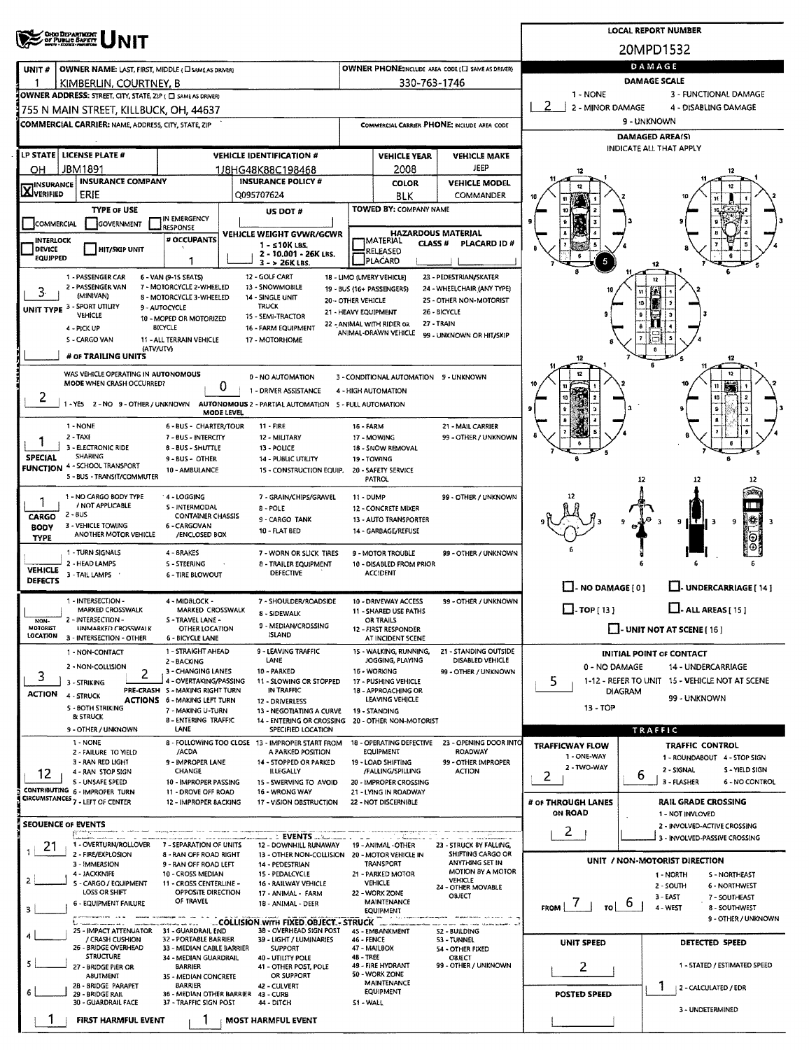# UNIT

**Ohio Department of Public Safety**

**LOCAL REPORT NUMBER:** 20MPD1532

| UNIT # | OWNER NAME: LAST, FIRST, MIDDLE (☐ SAME AS DRIVER) | OWNER PHONE: INCLUDE AREA CODE (☐ SAME AS DRIVER) |
|---|---|---|
| 1 | KIMBERLIN, COURTNEY, B | 330-763-1746 |

**OWNER ADDRESS:** STREET, CITY, STATE, ZIP (☐ SAME AS DRIVER)
755 N MAIN STREET, KILLBUCK, OH, 44637

**COMMERCIAL CARRIER:** NAME, ADDRESS, CITY, STATE, ZIP

**COMMERCIAL CARRIER PHONE:** INCLUDE AREA CODE

| LP STATE | LICENSE PLATE # | VEHICLE IDENTIFICATION # | VEHICLE YEAR | VEHICLE MAKE |
|---|---|---|---|---|
| OH | JBM1891 | 1J8HG48K88C198468 | 2008 | JEEP |

| INSURANCE | INSURANCE COMPANY | INSURANCE POLICY # | COLOR | VEHICLE MODEL |
|---|---|---|---|---|
| ☒ VERIFIED | ERIE | Q095707624 | BLK | COMMANDER |

**TYPE OF USE:** ☐ COMMERCIAL ☐ GOVERNMENT ☐ IN EMERGENCY RESPONSE

**US DOT #:**

**TOWED BY:** COMPANY NAME

☐ INTERLOCK DEVICE EQUIPPED ☐ HIT/SKIP UNIT

**# OCCUPANTS:** 1

**VEHICLE WEIGHT GVWR/GCWR:** 1 - ≤10K LBS. 2 - 10.001 - 26K LBS. 3 - > 26K LBS.

**HAZARDOUS MATERIAL:** ☐ MATERIAL CLASS # ☐ RELEASED ☐ PLACARD — PLACARD ID #

**UNIT TYPE:** 3
1 - PASSENGER CAR, 2 - PASSENGER VAN (MINIVAN), 3 - SPORT UTILITY VEHICLE, 4 - PICK UP, 5 - CARGO VAN (ATV/UTV), 6 - VAN (9-15 SEATS), 7 - MOTORCYCLE 2-WHEELED, 8 - MOTORCYCLE 3-WHEELED, 9 - AUTOCYCLE, 10 - MOPED OR MOTORIZED BICYCLE, 11 - ALL TERRAIN VEHICLE, 12 - GOLF CART, 13 - SNOWMOBILE, 14 - SINGLE UNIT TRUCK, 15 - SEMI-TRACTOR, 16 - FARM EQUIPMENT, 17 - MOTORHOME, 18 - LIMO (LIVERY VEHICLE), 19 - BUS (16+ PASSENGERS), 20 - OTHER VEHICLE, 21 - HEAVY EQUIPMENT, 22 - ANIMAL WITH RIDER OR ANIMAL-DRAWN VEHICLE, 23 - PEDESTRIAN/SKATER, 24 - WHEELCHAIR (ANY TYPE), 25 - OTHER NON-MOTORIST, 26 - BICYCLE, 27 - TRAIN, 99 - UNKNOWN OR HIT/SKIP

**# OF TRAILING UNITS:**

**WAS VEHICLE OPERATING IN AUTONOMOUS MODE WHEN CRASH OCCURRED?** 2
1 - YES 2 - NO 9 - OTHER / UNKNOWN

**AUTONOMOUS MODE LEVEL:** 0
0 - NO AUTOMATION, 1 - DRIVER ASSISTANCE, 2 - PARTIAL AUTOMATION, 3 - CONDITIONAL AUTOMATION, 4 - HIGH AUTOMATION, 5 - FULL AUTOMATION, 9 - UNKNOWN

**SPECIAL FUNCTION:** 1
1 - NONE, 2 - TAXI, 3 - ELECTRONIC RIDE SHARING, 4 - SCHOOL TRANSPORT, 5 - BUS - TRANSIT/COMMUTER, 6 - BUS - CHARTER/TOUR, 7 - BUS - INTERCITY, 8 - BUS - SHUTTLE, 9 - BUS - OTHER, 10 - AMBULANCE, 11 - FIRE, 12 - MILITARY, 13 - POLICE, 14 - PUBLIC UTILITY, 15 - CONSTRUCTION EQUIP., 16 - FARM, 17 - MOWING, 18 - SNOW REMOVAL, 19 - TOWING, 20 - SAFETY SERVICE PATROL, 21 - MAIL CARRIER, 99 - OTHER / UNKNOWN

**CARGO BODY TYPE:** 1
1 - NO CARGO BODY TYPE / NOT APPLICABLE, 2 - BUS, 3 - VEHICLE TOWING ANOTHER MOTOR VEHICLE, 4 - LOGGING, 5 - INTERMODAL CONTAINER CHASSIS, 6 - CARGOVAN /ENCLOSED BOX, 7 - GRAIN/CHIPS/GRAVEL, 8 - POLE, 9 - CARGO TANK, 10 - FLAT BED, 11 - DUMP, 12 - CONCRETE MIXER, 13 - AUTO TRANSPORTER, 14 - GARBAGE/REFUSE, 99 - OTHER / UNKNOWN

**VEHICLE DEFECTS:**
1 - TURN SIGNALS, 2 - HEAD LAMPS, 3 - TAIL LAMPS, 4 - BRAKES, 5 - STEERING, 6 - TIRE BLOWOUT, 7 - WORN OR SLICK TIRES, 8 - TRAILER EQUIPMENT DEFECTIVE, 9 - MOTOR TROUBLE, 10 - DISABLED FROM PRIOR ACCIDENT, 99 - OTHER / UNKNOWN

**NON-MOTORIST LOCATION:**
1 - INTERSECTION - MARKED CROSSWALK, 2 - INTERSECTION - UNMARKED CROSSWALK, 3 - INTERSECTION - OTHER, 4 - MIDBLOCK - MARKED CROSSWALK, 5 - TRAVEL LANE - OTHER LOCATION, 6 - BICYCLE LANE, 7 - SHOULDER/ROADSIDE, 8 - SIDEWALK, 9 - MEDIAN/CROSSING ISLAND, 10 - DRIVEWAY ACCESS, 11 - SHARED USE PATHS OR TRAILS, 12 - FIRST RESPONDER AT INCIDENT SCENE, 99 - OTHER / UNKNOWN

**ACTION:** 3
1 - NON-CONTACT, 2 - NON-COLLISION, 3 - STRIKING, 4 - STRUCK, 5 - BOTH STRIKING & STRUCK, 9 - OTHER / UNKNOWN

**PRE-CRASH ACTIONS:** 2
1 - STRAIGHT AHEAD, 2 - BACKING, 3 - CHANGING LANES, 4 - OVERTAKING/PASSING, 5 - MAKING RIGHT TURN, 6 - MAKING LEFT TURN, 7 - MAKING U-TURN, 8 - ENTERING TRAFFIC LANE, 9 - LEAVING TRAFFIC LANE, 10 - PARKED, 11 - SLOWING OR STOPPED IN TRAFFIC, 12 - DRIVERLESS, 13 - NEGOTIATING A CURVE, 14 - ENTERING OR CROSSING SPECIFIED LOCATION, 15 - WALKING, RUNNING, JOGGING, PLAYING, 16 - WORKING, 17 - PUSHING VEHICLE, 18 - APPROACHING OR LEAVING VEHICLE, 19 - STANDING, 20 - OTHER NON-MOTORIST, 21 - STANDING OUTSIDE DISABLED VEHICLE, 99 - OTHER / UNKNOWN

**CONTRIBUTING CIRCUMSTANCES:** 12
1 - NONE, 2 - FAILURE TO YIELD, 3 - RAN RED LIGHT, 4 - RAN STOP SIGN, 5 - UNSAFE SPEED, 6 - IMPROPER TURN, 7 - LEFT OF CENTER, 8 - FOLLOWING TOO CLOSE /ACDA, 9 - IMPROPER LANE CHANGE, 10 - IMPROPER PASSING, 11 - DROVE OFF ROAD, 12 - IMPROPER BACKING, 13 - IMPROPER START FROM A PARKED POSITION, 14 - STOPPED OR PARKED ILLEGALLY, 15 - SWERVING TO AVOID, 16 - WRONG WAY, 17 - VISION OBSTRUCTION, 18 - OPERATING DEFECTIVE EQUIPMENT, 19 - LOAD SHIFTING /FALLING/SPILLING, 20 - IMPROPER CROSSING, 21 - LYING IN ROADWAY, 22 - NOT DISCERNIBLE, 23 - OPENING DOOR INTO ROADWAY, 99 - OTHER IMPROPER ACTION

## SEQUENCE OF EVENTS

| # | Event |
|---|---|
| 1 | 21 |
| 2 | |
| 3 | |
| 4 | |
| 5 | |
| 6 | |

**EVENTS:** 1 - OVERTURN/ROLLOVER, 2 - FIRE/EXPLOSION, 3 - IMMERSION, 4 - JACKKNIFE, 5 - CARGO / EQUIPMENT LOSS OR SHIFT, 6 - EQUIPMENT FAILURE, 7 - SEPARATION OF UNITS, 8 - RAN OFF ROAD RIGHT, 9 - RAN OFF ROAD LEFT, 10 - CROSS MEDIAN, 11 - CROSS CENTERLINE - OPPOSITE DIRECTION OF TRAVEL, 12 - DOWNHILL RUNAWAY, 13 - OTHER NON-COLLISION, 14 - PEDESTRIAN, 15 - PEDALCYCLE, 16 - RAILWAY VEHICLE, 17 - ANIMAL - FARM, 18 - ANIMAL - DEER, 19 - ANIMAL -OTHER, 20 - MOTOR VEHICLE IN TRANSPORT, 21 - PARKED MOTOR VEHICLE, 22 - WORK ZONE MAINTENANCE EQUIPMENT, 23 - STRUCK BY FALLING, SHIFTING CARGO OR ANYTHING SET IN MOTION BY A MOTOR VEHICLE, 24 - OTHER MOVABLE OBJECT

**COLLISION WITH FIXED OBJECT - STRUCK:** 25 - IMPACT ATTENUATOR / CRASH CUSHION, 26 - BRIDGE OVERHEAD STRUCTURE, 27 - BRIDGE PIER OR ABUTMENT, 28 - BRIDGE PARAPET, 29 - BRIDGE RAIL, 30 - GUARDRAIL FACE, 31 - GUARDRAIL END, 32 - PORTABLE BARRIER, 33 - MEDIAN CABLE BARRIER, 34 - MEDIAN GUARDRAIL BARRIER, 35 - MEDIAN CONCRETE BARRIER, 36 - MEDIAN OTHER BARRIER, 37 - TRAFFIC SIGN POST, 38 - OVERHEAD SIGN POST, 39 - LIGHT / LUMINARIES SUPPORT, 40 - UTILITY POLE, 41 - OTHER POST, POLE OR SUPPORT, 42 - CULVERT, 43 - CURB, 44 - DITCH, 45 - EMBANKMENT, 46 - FENCE, 47 - MAILBOX, 48 - TREE, 49 - FIRE HYDRANT, 50 - WORK ZONE MAINTENANCE EQUIPMENT, 51 - WALL, 52 - BUILDING, 53 - TUNNEL, 54 - OTHER FIXED OBJECT, 99 - OTHER / UNKNOWN

**FIRST HARMFUL EVENT:** 1 **MOST HARMFUL EVENT:** 1

## DAMAGE

**DAMAGE SCALE:** 2
1 - NONE, 2 - MINOR DAMAGE, 3 - FUNCTIONAL DAMAGE, 4 - DISABLING DAMAGE, 9 - UNKNOWN

**DAMAGED AREA(S)** — INDICATE ALL THAT APPLY: 5

☐ - NO DAMAGE [0] ☐ - UNDERCARRIAGE [14] ☐ - TOP [13] ☐ - ALL AREAS [15] ☐ - UNIT NOT AT SCENE [16]

**INITIAL POINT OF CONTACT:** 5
0 - NO DAMAGE, 1-12 - REFER TO UNIT DIAGRAM, 13 - TOP, 14 - UNDERCARRIAGE, 15 - VEHICLE NOT AT SCENE, 99 - UNKNOWN

## TRAFFIC

**TRAFFICWAY FLOW:** 2
1 - ONE-WAY, 2 - TWO-WAY

**TRAFFIC CONTROL:** 6
1 - ROUNDABOUT, 2 - SIGNAL, 3 - FLASHER, 4 - STOP SIGN, 5 - YIELD SIGN, 6 - NO CONTROL

**# OF THROUGH LANES ON ROAD:** 2

**RAIL GRADE CROSSING:**
1 - NOT INVOLVED, 2 - INVOLVED-ACTIVE CROSSING, 3 - INVOLVED-PASSIVE CROSSING

**UNIT / NON-MOTORIST DIRECTION:** FROM 7 TO 6
1 - NORTH, 2 - SOUTH, 3 - EAST, 4 - WEST, 5 - NORTHEAST, 6 - NORTHWEST, 7 - SOUTHEAST, 8 - SOUTHWEST, 9 - OTHER / UNKNOWN

**UNIT SPEED:** 2

**POSTED SPEED:**

**DETECTED SPEED:** 1
1 - STATED / ESTIMATED SPEED, 2 - CALCULATED / EDR, 3 - UNDETERMINED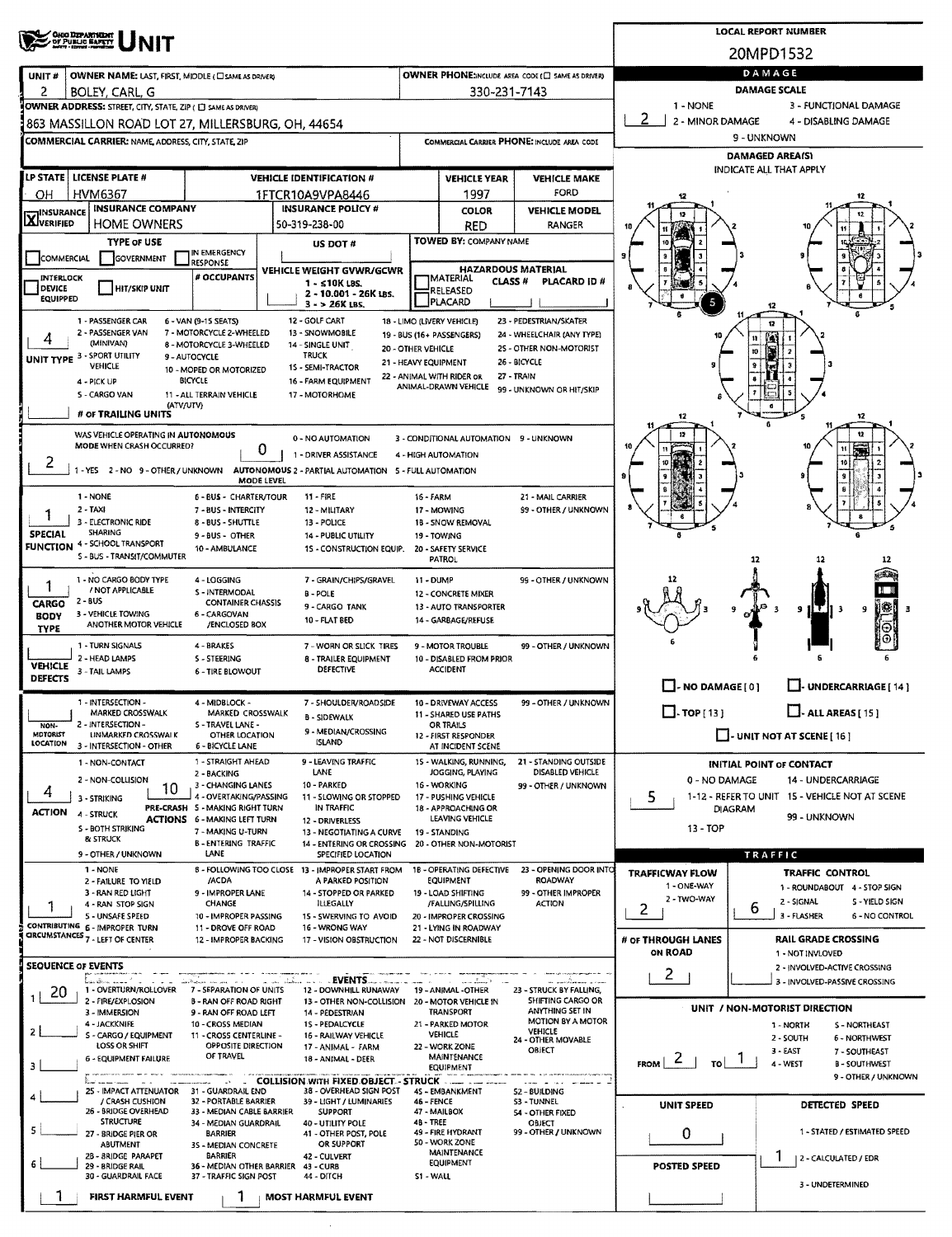# OHIO DEPARTMENT OF PUBLIC SAFETY UNIT

**LOCAL REPORT NUMBER:** 20MPD1532

| UNIT # | OWNER NAME: LAST, FIRST, MIDDLE (☐ SAME AS DRIVER) | OWNER PHONE: INCLUDE AREA CODE (☐ SAME AS DRIVER) |
|---|---|---|
| 2 | BOLEY, CARL, G | 330-231-7143 |

**OWNER ADDRESS:** STREET, CITY, STATE, ZIP (☐ SAME AS DRIVER)
863 MASSILLON ROAD LOT 27, MILLERSBURG, OH, 44654

**COMMERCIAL CARRIER:** NAME, ADDRESS, CITY, STATE, ZIP

**COMMERCIAL CARRIER PHONE:** INCLUDE AREA CODE

| LP STATE | LICENSE PLATE # | VEHICLE IDENTIFICATION # | VEHICLE YEAR | VEHICLE MAKE |
|---|---|---|---|---|
| OH | HVM6367 | 1FTCR10A9VPA8446 | 1997 | FORD |

| INSURANCE | INSURANCE COMPANY | INSURANCE POLICY # | COLOR | VEHICLE MODEL |
|---|---|---|---|---|
| ☒ VERIFIED | HOME OWNERS | 50-319-238-00 | RED | RANGER |

**TYPE OF USE:** ☐ COMMERCIAL ☐ GOVERNMENT ☐ IN EMERGENCY RESPONSE

**US DOT #**

**TOWED BY:** COMPANY NAME

☐ INTERLOCK DEVICE EQUIPPED ☐ HIT/SKIP UNIT

**# OCCUPANTS**

**VEHICLE WEIGHT GVWR/GCWR:** 1 - ≤10K LBS. 2 - 10.001 - 26K LBS. 3 - > 26K LBS.

**HAZARDOUS MATERIAL:** ☐ MATERIAL RELEASED ☐ PLACARD CLASS # PLACARD ID #

**UNIT TYPE:** 4
1 - PASSENGER CAR, 2 - PASSENGER VAN (MINIVAN), 3 - SPORT UTILITY VEHICLE, 4 - PICK UP, 5 - CARGO VAN, 6 - VAN (9-15 SEATS), 7 - MOTORCYCLE 2-WHEELED, 8 - MOTORCYCLE 3-WHEELED, 9 - AUTOCYCLE, 10 - MOPED OR MOTORIZED BICYCLE, 11 - ALL TERRAIN VEHICLE (ATV/UTV), 12 - GOLF CART, 13 - SNOWMOBILE, 14 - SINGLE UNIT TRUCK, 15 - SEMI-TRACTOR, 16 - FARM EQUIPMENT, 17 - MOTORHOME, 18 - LIMO (LIVERY VEHICLE), 19 - BUS (16+ PASSENGERS), 20 - OTHER VEHICLE, 21 - HEAVY EQUIPMENT, 22 - ANIMAL WITH RIDER OR ANIMAL-DRAWN VEHICLE, 23 - PEDESTRIAN/SKATER, 24 - WHEELCHAIR (ANY TYPE), 25 - OTHER NON-MOTORIST, 26 - BICYCLE, 27 - TRAIN, 99 - UNKNOWN OR HIT/SKIP

**# OF TRAILING UNITS:**

**WAS VEHICLE OPERATING IN AUTONOMOUS MODE WHEN CRASH OCCURRED?** 2
1 - YES 2 - NO 9 - OTHER / UNKNOWN

**AUTONOMOUS MODE LEVEL:** 0
0 - NO AUTOMATION, 1 - DRIVER ASSISTANCE, 2 - PARTIAL AUTOMATION, 3 - CONDITIONAL AUTOMATION, 4 - HIGH AUTOMATION, 5 - FULL AUTOMATION, 9 - UNKNOWN

**SPECIAL FUNCTION:** 1
1 - NONE, 2 - TAXI, 3 - ELECTRONIC RIDE SHARING, 4 - SCHOOL TRANSPORT, 5 - BUS - TRANSIT/COMMUTER, 6 - BUS - CHARTER/TOUR, 7 - BUS - INTERCITY, 8 - BUS - SHUTTLE, 9 - BUS - OTHER, 10 - AMBULANCE, 11 - FIRE, 12 - MILITARY, 13 - POLICE, 14 - PUBLIC UTILITY, 15 - CONSTRUCTION EQUIP., 16 - FARM, 17 - MOWING, 18 - SNOW REMOVAL, 19 - TOWING, 20 - SAFETY SERVICE PATROL, 21 - MAIL CARRIER, 99 - OTHER / UNKNOWN

**CARGO BODY TYPE:** 1
1 - NO CARGO BODY TYPE / NOT APPLICABLE, 2 - BUS, 3 - VEHICLE TOWING ANOTHER MOTOR VEHICLE, 4 - LOGGING, 5 - INTERMODAL CONTAINER CHASSIS, 6 - CARGOVAN /ENCLOSED BOX, 7 - GRAIN/CHIPS/GRAVEL, 8 - POLE, 9 - CARGO TANK, 10 - FLAT BED, 11 - DUMP, 12 - CONCRETE MIXER, 13 - AUTO TRANSPORTER, 14 - GARBAGE/REFUSE, 99 - OTHER / UNKNOWN

**VEHICLE DEFECTS:**
1 - TURN SIGNALS, 2 - HEAD LAMPS, 3 - TAIL LAMPS, 4 - BRAKES, 5 - STEERING, 6 - TIRE BLOWOUT, 7 - WORN OR SLICK TIRES, 8 - TRAILER EQUIPMENT DEFECTIVE, 9 - MOTOR TROUBLE, 10 - DISABLED FROM PRIOR ACCIDENT, 99 - OTHER / UNKNOWN

**NON-MOTORIST LOCATION:**
1 - INTERSECTION - MARKED CROSSWALK, 2 - INTERSECTION - UNMARKED CROSSWALK, 3 - INTERSECTION - OTHER, 4 - MIDBLOCK - MARKED CROSSWALK, 5 - TRAVEL LANE - OTHER LOCATION, 6 - BICYCLE LANE, 7 - SHOULDER/ROADSIDE, 8 - SIDEWALK, 9 - MEDIAN/CROSSING ISLAND, 10 - DRIVEWAY ACCESS, 11 - SHARED USE PATHS OR TRAILS, 12 - FIRST RESPONDER AT INCIDENT SCENE, 99 - OTHER / UNKNOWN

**ACTION:** 4
1 - NON-CONTACT, 2 - NON-COLLISION, 3 - STRIKING, 4 - STRUCK, 5 - BOTH STRIKING & STRUCK, 9 - OTHER / UNKNOWN

**PRE-CRASH ACTIONS:** 10
1 - STRAIGHT AHEAD, 2 - BACKING, 3 - CHANGING LANES, 4 - OVERTAKING/PASSING, 5 - MAKING RIGHT TURN, 6 - MAKING LEFT TURN, 7 - MAKING U-TURN, 8 - ENTERING TRAFFIC LANE, 9 - LEAVING TRAFFIC LANE, 10 - PARKED, 11 - SLOWING OR STOPPED IN TRAFFIC, 12 - DRIVERLESS, 13 - NEGOTIATING A CURVE, 14 - ENTERING OR CROSSING SPECIFIED LOCATION, 15 - WALKING, RUNNING, JOGGING, PLAYING, 16 - WORKING, 17 - PUSHING VEHICLE, 18 - APPROACHING OR LEAVING VEHICLE, 19 - STANDING, 20 - OTHER NON-MOTORIST, 21 - STANDING OUTSIDE DISABLED VEHICLE, 99 - OTHER / UNKNOWN

**CONTRIBUTING CIRCUMSTANCES:** 1
1 - NONE, 2 - FAILURE TO YIELD, 3 - RAN RED LIGHT, 4 - RAN STOP SIGN, 5 - UNSAFE SPEED, 6 - IMPROPER TURN, 7 - LEFT OF CENTER, 8 - FOLLOWING TOO CLOSE /ACDA, 9 - IMPROPER LANE CHANGE, 10 - IMPROPER PASSING, 11 - DROVE OFF ROAD, 12 - IMPROPER BACKING, 13 - IMPROPER START FROM A PARKED POSITION, 14 - STOPPED OR PARKED ILLEGALLY, 15 - SWERVING TO AVOID, 16 - WRONG WAY, 17 - VISION OBSTRUCTION, 18 - OPERATING DEFECTIVE EQUIPMENT, 19 - LOAD SHIFTING /FALLING/SPILLING, 20 - IMPROPER CROSSING, 21 - LYING IN ROADWAY, 22 - NOT DISCERNIBLE, 23 - OPENING DOOR INTO ROADWAY, 99 - OTHER IMPROPER ACTION

## SEQUENCE OF EVENTS

1: 20
2:
3:
4:
5:
6:

**EVENTS:**
1 - OVERTURN/ROLLOVER, 2 - FIRE/EXPLOSION, 3 - IMMERSION, 4 - JACKKNIFE, 5 - CARGO / EQUIPMENT LOSS OR SHIFT, 6 - EQUIPMENT FAILURE, 7 - SEPARATION OF UNITS, 8 - RAN OFF ROAD RIGHT, 9 - RAN OFF ROAD LEFT, 10 - CROSS MEDIAN, 11 - CROSS CENTERLINE - OPPOSITE DIRECTION OF TRAVEL, 12 - DOWNHILL RUNAWAY, 13 - OTHER NON-COLLISION, 14 - PEDESTRIAN, 15 - PEDALCYCLE, 16 - RAILWAY VEHICLE, 17 - ANIMAL - FARM, 18 - ANIMAL - DEER, 19 - ANIMAL -OTHER, 20 - MOTOR VEHICLE IN TRANSPORT, 21 - PARKED MOTOR VEHICLE, 22 - WORK ZONE MAINTENANCE EQUIPMENT, 23 - STRUCK BY FALLING, SHIFTING CARGO OR ANYTHING SET IN MOTION BY A MOTOR VEHICLE, 24 - OTHER MOVABLE OBJECT

**COLLISION WITH FIXED OBJECT - STRUCK:**
25 - IMPACT ATTENUATOR / CRASH CUSHION, 26 - BRIDGE OVERHEAD STRUCTURE, 27 - BRIDGE PIER OR ABUTMENT, 28 - BRIDGE PARAPET, 29 - BRIDGE RAIL, 30 - GUARDRAIL FACE, 31 - GUARDRAIL END, 32 - PORTABLE BARRIER, 33 - MEDIAN CABLE BARRIER, 34 - MEDIAN GUARDRAIL BARRIER, 35 - MEDIAN CONCRETE BARRIER, 36 - MEDIAN OTHER BARRIER, 37 - TRAFFIC SIGN POST, 38 - OVERHEAD SIGN POST, 39 - LIGHT / LUMINARIES SUPPORT, 40 - UTILITY POLE, 41 - OTHER POST, POLE OR SUPPORT, 42 - CULVERT, 43 - CURB, 44 - DITCH, 45 - EMBANKMENT, 46 - FENCE, 47 - MAILBOX, 48 - TREE, 49 - FIRE HYDRANT, 50 - WORK ZONE MAINTENANCE EQUIPMENT, 51 - WALL, 52 - BUILDING, 53 - TUNNEL, 54 - OTHER FIXED OBJECT, 99 - OTHER / UNKNOWN

**FIRST HARMFUL EVENT:** 1 **MOST HARMFUL EVENT:** 1

## DAMAGE

**DAMAGE SCALE:** 2
1 - NONE, 2 - MINOR DAMAGE, 3 - FUNCTIONAL DAMAGE, 4 - DISABLING DAMAGE, 9 - UNKNOWN

**DAMAGED AREA(S)** — INDICATE ALL THAT APPLY: 5

☐ - NO DAMAGE [ 0 ] ☐ - UNDERCARRIAGE [ 14 ] ☐ - TOP [ 13 ] ☐ - ALL AREAS [ 15 ] ☐ - UNIT NOT AT SCENE [ 16 ]

**INITIAL POINT OF CONTACT:** 5
0 - NO DAMAGE, 1-12 - REFER TO UNIT DIAGRAM, 13 - TOP, 14 - UNDERCARRIAGE, 15 - VEHICLE NOT AT SCENE, 99 - UNKNOWN

## TRAFFIC

**TRAFFICWAY FLOW:** 2
1 - ONE-WAY, 2 - TWO-WAY

**TRAFFIC CONTROL:** 6
1 - ROUNDABOUT, 2 - SIGNAL, 3 - FLASHER, 4 - STOP SIGN, 5 - YIELD SIGN, 6 - NO CONTROL

**# OF THROUGH LANES ON ROAD:** 2

**RAIL GRADE CROSSING:**
1 - NOT INVOLVED, 2 - INVOLVED-ACTIVE CROSSING, 3 - INVOLVED-PASSIVE CROSSING

**UNIT / NON-MOTORIST DIRECTION:** FROM 2 TO 1
1 - NORTH, 2 - SOUTH, 3 - EAST, 4 - WEST, 5 - NORTHEAST, 6 - NORTHWEST, 7 - SOUTHEAST, 8 - SOUTHWEST, 9 - OTHER / UNKNOWN

**UNIT SPEED:** 0

**DETECTED SPEED:** 1
1 - STATED / ESTIMATED SPEED, 2 - CALCULATED / EDR, 3 - UNDETERMINED

**POSTED SPEED:**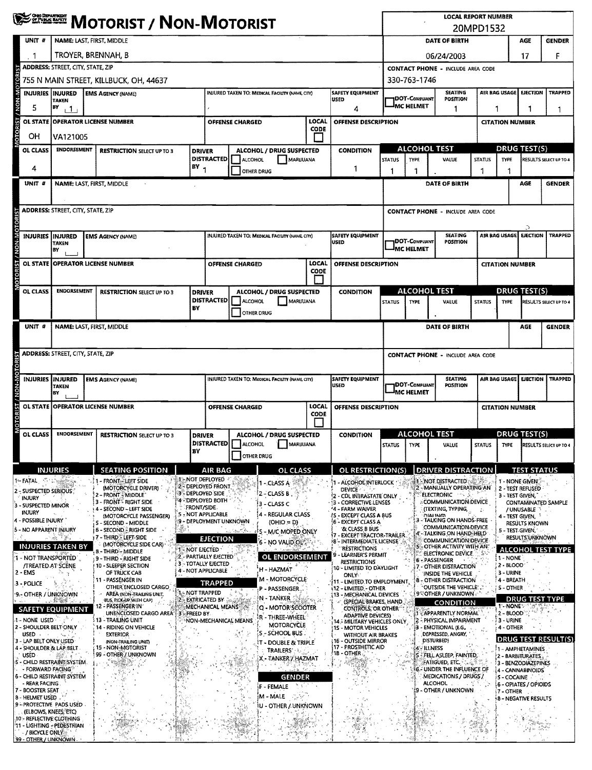# MOTORIST / NON-MOTORIST

**LOCAL REPORT NUMBER:** 20MPD1532

## Unit 1

| UNIT # | NAME: LAST, FIRST, MIDDLE | DATE OF BIRTH | AGE | GENDER |
|---|---|---|---|---|
| 1 | TROYER, BRENNAH, B | 06/24/2003 | 17 | F |

| ADDRESS: STREET, CITY, STATE, ZIP | CONTACT PHONE - INCLUDE AREA CODE |
|---|---|
| 755 N MAIN STREET, KILLBUCK, OH, 44637 | 330-763-1746 |

| INJURIES | INJURED TAKEN BY | EMS AGENCY (NAME) | INJURED TAKEN TO: MEDICAL FACILITY (NAME, CITY) | SAFETY EQUIPMENT USED | DOT-COMPLIANT MC HELMET | SEATING POSITION | AIR BAG USAGE | EJECTION | TRAPPED |
|---|---|---|---|---|---|---|---|---|---|
| 5 | 1 | | | 4 | | 1 | 1 | 1 | 1 |

| OL STATE | OPERATOR LICENSE NUMBER | OFFENSE CHARGED | LOCAL CODE | OFFENSE DESCRIPTION | CITATION NUMBER |
|---|---|---|---|---|---|
| OH | VA121005 | | | | |

| OL CLASS | ENDORSEMENT | RESTRICTION SELECT UP TO 3 | DRIVER DISTRACTED BY | ALCOHOL / DRUG SUSPECTED | CONDITION | ALCOHOL TEST STATUS | ALCOHOL TEST TYPE | ALCOHOL TEST VALUE | DRUG TEST STATUS | DRUG TEST TYPE | DRUG TEST RESULTS SELECT UP TO 4 |
|---|---|---|---|---|---|---|---|---|---|---|---|
| 4 | | | 1 | | 1 | 1 | 1 | | 1 | 1 | |

## Unit (blank)

| UNIT # | NAME: LAST, FIRST, MIDDLE | DATE OF BIRTH | AGE | GENDER |
|---|---|---|---|---|
| | | | | |

| ADDRESS: STREET, CITY, STATE, ZIP | CONTACT PHONE - INCLUDE AREA CODE |
|---|---|
| | |

| INJURIES | INJURED TAKEN BY | EMS AGENCY (NAME) | INJURED TAKEN TO: MEDICAL FACILITY (NAME, CITY) | SAFETY EQUIPMENT USED | DOT-COMPLIANT MC HELMET | SEATING POSITION | AIR BAG USAGE | EJECTION | TRAPPED |
|---|---|---|---|---|---|---|---|---|---|
| | | | | | | | | | |

| OL STATE | OPERATOR LICENSE NUMBER | OFFENSE CHARGED | LOCAL CODE | OFFENSE DESCRIPTION | CITATION NUMBER |
|---|---|---|---|---|---|
| | | | | | |

| OL CLASS | ENDORSEMENT | RESTRICTION SELECT UP TO 3 | DRIVER DISTRACTED BY | ALCOHOL / DRUG SUSPECTED | CONDITION | ALCOHOL TEST STATUS | ALCOHOL TEST TYPE | ALCOHOL TEST VALUE | DRUG TEST STATUS | DRUG TEST TYPE | DRUG TEST RESULTS SELECT UP TO 4 |
|---|---|---|---|---|---|---|---|---|---|---|---|
| | | | | | | | | | | | |

## Unit (blank)

| UNIT # | NAME: LAST, FIRST, MIDDLE | DATE OF BIRTH | AGE | GENDER |
|---|---|---|---|---|
| | | | | |

| ADDRESS: STREET, CITY, STATE, ZIP | CONTACT PHONE - INCLUDE AREA CODE |
|---|---|
| | |

| INJURIES | INJURED TAKEN BY | EMS AGENCY (NAME) | INJURED TAKEN TO: MEDICAL FACILITY (NAME, CITY) | SAFETY EQUIPMENT USED | DOT-COMPLIANT MC HELMET | SEATING POSITION | AIR BAG USAGE | EJECTION | TRAPPED |
|---|---|---|---|---|---|---|---|---|---|
| | | | | | | | | | |

| OL STATE | OPERATOR LICENSE NUMBER | OFFENSE CHARGED | LOCAL CODE | OFFENSE DESCRIPTION | CITATION NUMBER |
|---|---|---|---|---|---|
| | | | | | |

| OL CLASS | ENDORSEMENT | RESTRICTION SELECT UP TO 3 | DRIVER DISTRACTED BY | ALCOHOL / DRUG SUSPECTED | CONDITION | ALCOHOL TEST STATUS | ALCOHOL TEST TYPE | ALCOHOL TEST VALUE | DRUG TEST STATUS | DRUG TEST TYPE | DRUG TEST RESULTS SELECT UP TO 4 |
|---|---|---|---|---|---|---|---|---|---|---|---|
| | | | | | | | | | | | |

## Codes

**INJURIES**
1 - FATAL
2 - SUSPECTED SERIOUS INJURY
3 - SUSPECTED MINOR INJURY
4 - POSSIBLE INJURY
5 - NO APPARENT INJURY

**INJURIES TAKEN BY**
1 - NOT TRANSPORTED /TREATED AT SCENE
2 - EMS
3 - POLICE
9 - OTHER / UNKNOWN

**SAFETY EQUIPMENT**
1 - NONE USED
2 - SHOULDER BELT ONLY USED
3 - LAP BELT ONLY USED
4 - SHOULDER & LAP BELT USED
5 - CHILD RESTRAINT SYSTEM - FORWARD FACING
6 - CHILD RESTRAINT SYSTEM - REAR FACING
7 - BOOSTER SEAT
8 - HELMET USED
9 - PROTECTIVE PADS USED (ELBOWS, KNEES, ETC)
10 - REFLECTIVE CLOTHING
11 - LIGHTING - PEDESTRIAN / BICYCLE ONLY
99 - OTHER / UNKNOWN

**SEATING POSITION**
1 - FRONT - LEFT SIDE (MOTORCYCLE DRIVER)
2 - FRONT - MIDDLE
3 - FRONT - RIGHT SIDE
4 - SECOND - LEFT SIDE (MOTORCYCLE PASSENGER)
5 - SECOND - MIDDLE
6 - SECOND - RIGHT SIDE
7 - THIRD - LEFT SIDE (MOTORCYCLE SIDE CAR)
8 - THIRD - MIDDLE
9 - THIRD - RIGHT SIDE
10 - SLEEPER SECTION OF TRUCK CAB
11 - PASSENGER IN OTHER ENCLOSED CARGO AREA (NON-TRAILING UNIT, BUS, PICK-UP WITH CAP)
12 - PASSENGER IN UNENCLOSED CARGO AREA
13 - TRAILING UNIT
14 - RIDING ON VEHICLE EXTERIOR (NON-TRAILING UNIT)
15 - NON-MOTORIST
99 - OTHER / UNKNOWN

**AIR BAG**
1 - NOT DEPLOYED
2 - DEPLOYED FRONT
3 - DEPLOYED SIDE
4 - DEPLOYED BOTH FRONT/SIDE
5 - NOT APPLICABLE
9 - DEPLOYMENT UNKNOWN

**EJECTION**
1 - NOT EJECTED
2 - PARTIALLY EJECTED
3 - TOTALLY EJECTED
4 - NOT APPLICABLE

**TRAPPED**
1 - NOT TRAPPED
2 - EXTRICATED BY MECHANICAL MEANS
3 - FREED BY NON-MECHANICAL MEANS

**OL CLASS**
1 - CLASS A
2 - CLASS B
3 - CLASS C
4 - REGULAR CLASS (OHIO = D)
5 - M/C MOPED ONLY
6 - NO VALID OL

**OL ENDORSEMENT**
H - HAZMAT
M - MOTORCYCLE
P - PASSENGER
N - TANKER
Q - MOTOR SCOOTER
R - THREE-WHEEL MOTORCYCLE
S - SCHOOL BUS
T - DOUBLE & TRIPLE TRAILERS
X - TANKER / HAZMAT

**GENDER**
F - FEMALE
M - MALE
U - OTHER / UNKNOWN

**OL RESTRICTION(S)**
1 - ALCOHOL INTERLOCK DEVICE
2 - CDL INTRASTATE ONLY
3 - CORRECTIVE LENSES
4 - FARM WAIVER
5 - EXCEPT CLASS A BUS
6 - EXCEPT CLASS A & CLASS B BUS
7 - EXCEPT TRACTOR-TRAILER
8 - INTERMEDIATE LICENSE RESTRICTIONS
9 - LEARNER'S PERMIT RESTRICTIONS
10 - LIMITED TO DAYLIGHT ONLY
11 - LIMITED TO EMPLOYMENT
12 - LIMITED - OTHER
13 - MECHANICAL DEVICES (SPECIAL BRAKES, HAND CONTROLS, OR OTHER ADAPTIVE DEVICES)
14 - MILITARY VEHICLES ONLY
15 - MOTOR VEHICLES WITHOUT AIR BRAKES
16 - OUTSIDE MIRROR
17 - PROSTHETIC AID
18 - OTHER

**DRIVER DISTRACTION**
1 - NOT DISTRACTED
2 - MANUALLY OPERATING AN ELECTRONIC COMMUNICATION DEVICE (TEXTING, TYPING, DIALING)
3 - TALKING ON HANDS-FREE COMMUNICATION DEVICE
4 - TALKING ON HAND-HELD COMMUNICATION DEVICE
5 - OTHER ACTIVITY WITH AN ELECTRONIC DEVICE
6 - PASSENGER
7 - OTHER DISTRACTION INSIDE THE VEHICLE
8 - OTHER DISTRACTION OUTSIDE THE VEHICLE
9 - OTHER / UNKNOWN

**CONDITION**
1 - APPARENTLY NORMAL
2 - PHYSICAL IMPAIRMENT
3 - EMOTIONAL (E.G., DEPRESSED, ANGRY, DISTURBED)
4 - ILLNESS
5 - FELL ASLEEP, FAINTED, FATIGUED, ETC.
6 - UNDER THE INFLUENCE OF MEDICATIONS / DRUGS / ALCOHOL
9 - OTHER / UNKNOWN

**TEST STATUS**
1 - NONE GIVEN
2 - TEST REFUSED
3 - TEST GIVEN, CONTAMINATED SAMPLE / UNUSABLE
4 - TEST GIVEN, RESULTS KNOWN
5 - TEST GIVEN, RESULTS UNKNOWN

**ALCOHOL TEST TYPE**
1 - NONE
2 - BLOOD
3 - URINE
4 - BREATH
5 - OTHER

**DRUG TEST TYPE**
1 - NONE
2 - BLOOD
3 - URINE
4 - OTHER

**DRUG TEST RESULT(S)**
1 - AMPHETAMINES
2 - BARBITURATES
3 - BENZODIAZEPINES
4 - CANNABINOIDS
5 - COCAINE
6 - OPIATES / OPIOIDS
7 - OTHER
8 - NEGATIVE RESULTS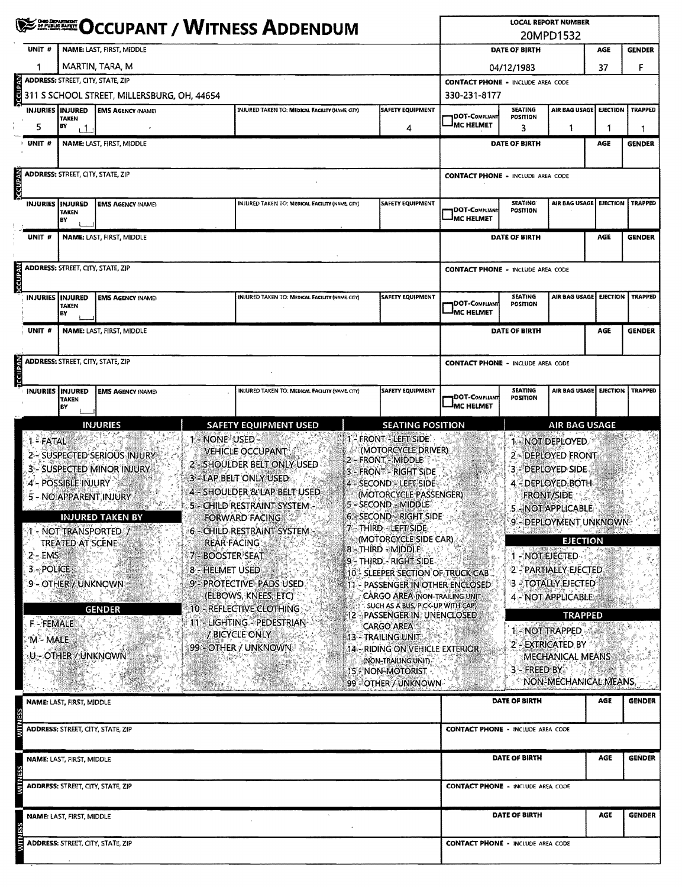# OCCUPANT / WITNESS ADDENDUM

Ohio Department of Public Safety

**LOCAL REPORT NUMBER:** 20MPD1532

## Occupant

| UNIT # | NAME: LAST, FIRST, MIDDLE | DATE OF BIRTH | AGE | GENDER |
|---|---|---|---|---|
| 1 | MARTIN, TARA, M | 04/12/1983 | 37 | F |

| ADDRESS: STREET, CITY, STATE, ZIP | CONTACT PHONE - INCLUDE AREA CODE |
|---|---|
| 311 S SCHOOL STREET, MILLERSBURG, OH, 44654 | 330-231-8177 |

| INJURIES | INJURED TAKEN BY | EMS AGENCY (NAME) | INJURED TAKEN TO: MEDICAL FACILITY (NAME, CITY) | SAFETY EQUIPMENT | DOT-COMPLIANT MC HELMET | SEATING POSITION | AIR BAG USAGE | EJECTION | TRAPPED |
|---|---|---|---|---|---|---|---|---|---|
| 5 | 1 | | | 4 | | 3 | 1 | 1 | 1 |

## Occupant

| UNIT # | NAME: LAST, FIRST, MIDDLE | DATE OF BIRTH | AGE | GENDER |
|---|---|---|---|---|
| | | | | |

| ADDRESS: STREET, CITY, STATE, ZIP | CONTACT PHONE - INCLUDE AREA CODE |
|---|---|
| | |

| INJURIES | INJURED TAKEN BY | EMS AGENCY (NAME) | INJURED TAKEN TO: MEDICAL FACILITY (NAME, CITY) | SAFETY EQUIPMENT | DOT-COMPLIANT MC HELMET | SEATING POSITION | AIR BAG USAGE | EJECTION | TRAPPED |
|---|---|---|---|---|---|---|---|---|---|
| | | | | | | | | | |

## Occupant

| UNIT # | NAME: LAST, FIRST, MIDDLE | DATE OF BIRTH | AGE | GENDER |
|---|---|---|---|---|
| | | | | |

| ADDRESS: STREET, CITY, STATE, ZIP | CONTACT PHONE - INCLUDE AREA CODE |
|---|---|
| | |

| INJURIES | INJURED TAKEN BY | EMS AGENCY (NAME) | INJURED TAKEN TO: MEDICAL FACILITY (NAME, CITY) | SAFETY EQUIPMENT | DOT-COMPLIANT MC HELMET | SEATING POSITION | AIR BAG USAGE | EJECTION | TRAPPED |
|---|---|---|---|---|---|---|---|---|---|
| | | | | | | | | | |

## Occupant

| UNIT # | NAME: LAST, FIRST, MIDDLE | DATE OF BIRTH | AGE | GENDER |
|---|---|---|---|---|
| | | | | |

| ADDRESS: STREET, CITY, STATE, ZIP | CONTACT PHONE - INCLUDE AREA CODE |
|---|---|
| | |

| INJURIES | INJURED TAKEN BY | EMS AGENCY (NAME) | INJURED TAKEN TO: MEDICAL FACILITY (NAME, CITY) | SAFETY EQUIPMENT | DOT-COMPLIANT MC HELMET | SEATING POSITION | AIR BAG USAGE | EJECTION | TRAPPED |
|---|---|---|---|---|---|---|---|---|---|
| | | | | | | | | | |

## Codes

**INJURIES**
- 1 - FATAL
- 2 - SUSPECTED SERIOUS INJURY
- 3 - SUSPECTED MINOR INJURY
- 4 - POSSIBLE INJURY
- 5 - NO APPARENT INJURY

**INJURED TAKEN BY**
- 1 - NOT TRANSPORTED / TREATED AT SCENE
- 2 - EMS
- 3 - POLICE
- 9 - OTHER / UNKNOWN

**GENDER**
- F - FEMALE
- M - MALE
- U - OTHER / UNKNOWN

**SAFETY EQUIPMENT USED**
- 1 - NONE USED - VEHICLE OCCUPANT
- 2 - SHOULDER BELT ONLY USED
- 3 - LAP BELT ONLY USED
- 4 - SHOULDER & LAP BELT USED
- 5 - CHILD RESTRAINT SYSTEM - FORWARD FACING
- 6 - CHILD RESTRAINT SYSTEM - REAR FACING
- 7 - BOOSTER SEAT
- 8 - HELMET USED
- 9 - PROTECTIVE PADS USED (ELBOWS, KNEES, ETC)
- 10 - REFLECTIVE CLOTHING
- 11 - LIGHTING - PEDESTRIAN / BICYCLE ONLY
- 99 - OTHER / UNKNOWN

**SEATING POSITION**
- 1 - FRONT - LEFT SIDE (MOTORCYCLE DRIVER)
- 2 - FRONT - MIDDLE
- 3 - FRONT - RIGHT SIDE
- 4 - SECOND - LEFT SIDE (MOTORCYCLE PASSENGER)
- 5 - SECOND - MIDDLE
- 6 - SECOND - RIGHT SIDE
- 7 - THIRD - LEFT SIDE (MOTORCYCLE SIDE CAR)
- 8 - THIRD - MIDDLE
- 9 - THIRD - RIGHT SIDE
- 10 - SLEEPER SECTION OF TRUCK CAB
- 11 - PASSENGER IN OTHER ENCLOSED CARGO AREA (NON-TRAILING UNIT SUCH AS A BUS, PICK-UP WITH CAP)
- 12 - PASSENGER IN UNENCLOSED CARGO AREA
- 13 - TRAILING UNIT
- 14 - RIDING ON VEHICLE EXTERIOR (NON-TRAILING UNIT)
- 15 - NON-MOTORIST
- 99 - OTHER / UNKNOWN

**AIR BAG USAGE**
- 1 - NOT DEPLOYED
- 2 - DEPLOYED FRONT
- 3 - DEPLOYED SIDE
- 4 - DEPLOYED BOTH FRONT/SIDE
- 5 - NOT APPLICABLE
- 9 - DEPLOYMENT UNKNOWN

**EJECTION**
- 1 - NOT EJECTED
- 2 - PARTIALLY EJECTED
- 3 - TOTALLY EJECTED
- 4 - NOT APPLICABLE

**TRAPPED**
- 1 - NOT TRAPPED
- 2 - EXTRICATED BY MECHANICAL MEANS
- 3 - FREED BY NON-MECHANICAL MEANS

## Witness

| NAME: LAST, FIRST, MIDDLE | DATE OF BIRTH | AGE | GENDER |
|---|---|---|---|
| | | | |

| ADDRESS: STREET, CITY, STATE, ZIP | CONTACT PHONE - INCLUDE AREA CODE |
|---|---|
| | |

## Witness

| NAME: LAST, FIRST, MIDDLE | DATE OF BIRTH | AGE | GENDER |
|---|---|---|---|
| | | | |

| ADDRESS: STREET, CITY, STATE, ZIP | CONTACT PHONE - INCLUDE AREA CODE |
|---|---|
| | |

## Witness

| NAME: LAST, FIRST, MIDDLE | DATE OF BIRTH | AGE | GENDER |
|---|---|---|---|
| | | | |

| ADDRESS: STREET, CITY, STATE, ZIP | CONTACT PHONE - INCLUDE AREA CODE |
|---|---|
| | |